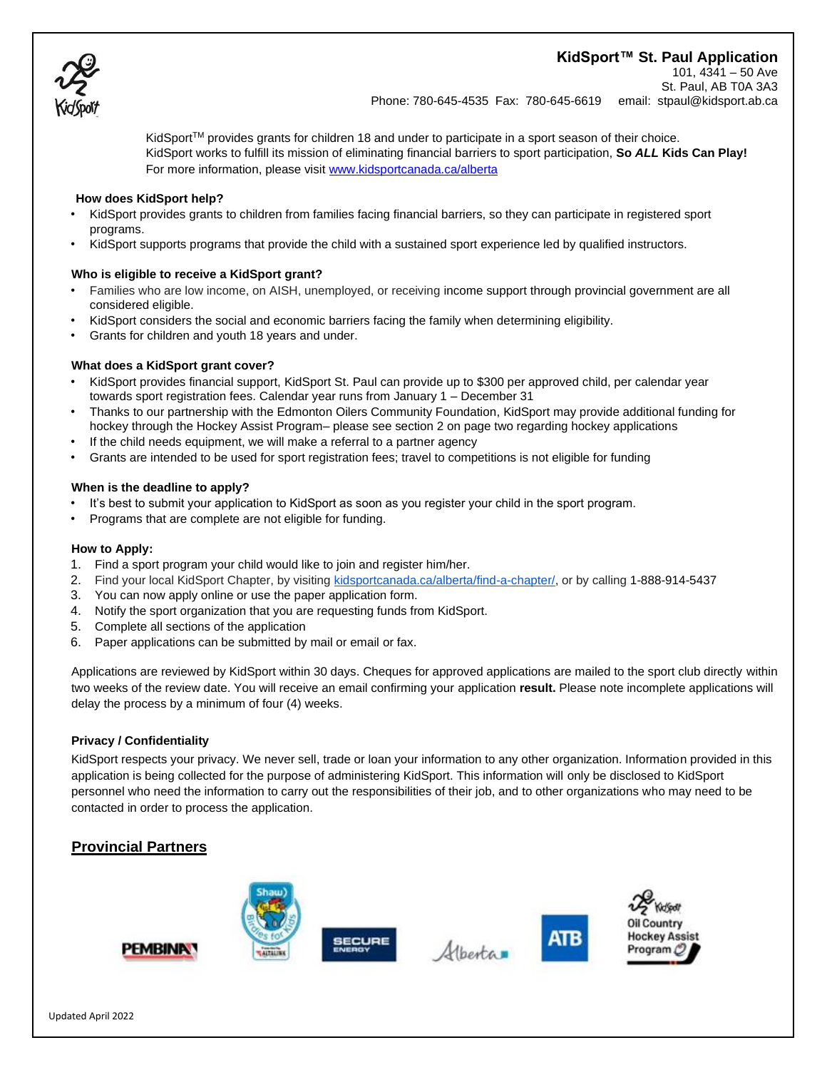# KidSport™ St. Paul Application

101, 4341 – 50 Ave
St. Paul, AB T0A 3A3
Phone: 780-645-4535 Fax: 780-645-6619 email: stpaul@kidsport.ab.ca

KidSport™ provides grants for children 18 and under to participate in a sport season of their choice.
KidSport works to fulfill its mission of eliminating financial barriers to sport participation, **So *ALL* Kids Can Play!**
For more information, please visit www.kidsportcanada.ca/alberta

### How does KidSport help?

- KidSport provides grants to children from families facing financial barriers, so they can participate in registered sport programs.
- KidSport supports programs that provide the child with a sustained sport experience led by qualified instructors.

### Who is eligible to receive a KidSport grant?

- Families who are low income, on AISH, unemployed, or receiving income support through provincial government are all considered eligible.
- KidSport considers the social and economic barriers facing the family when determining eligibility.
- Grants for children and youth 18 years and under.

### What does a KidSport grant cover?

- KidSport provides financial support, KidSport St. Paul can provide up to $300 per approved child, per calendar year towards sport registration fees. Calendar year runs from January 1 – December 31
- Thanks to our partnership with the Edmonton Oilers Community Foundation, KidSport may provide additional funding for hockey through the Hockey Assist Program– please see section 2 on page two regarding hockey applications
- If the child needs equipment, we will make a referral to a partner agency
- Grants are intended to be used for sport registration fees; travel to competitions is not eligible for funding

### When is the deadline to apply?

- It's best to submit your application to KidSport as soon as you register your child in the sport program.
- Programs that are complete are not eligible for funding.

### How to Apply:

1. Find a sport program your child would like to join and register him/her.
2. Find your local KidSport Chapter, by visiting kidsportcanada.ca/alberta/find-a-chapter/, or by calling 1-888-914-5437
3. You can now apply online or use the paper application form.
4. Notify the sport organization that you are requesting funds from KidSport.
5. Complete all sections of the application
6. Paper applications can be submitted by mail or email or fax.

Applications are reviewed by KidSport within 30 days. Cheques for approved applications are mailed to the sport club directly within two weeks of the review date. You will receive an email confirming your application **result.** Please note incomplete applications will delay the process by a minimum of four (4) weeks.

### Privacy / Confidentiality

KidSport respects your privacy. We never sell, trade or loan your information to any other organization. Information provided in this application is being collected for the purpose of administering KidSport. This information will only be disclosed to KidSport personnel who need the information to carry out the responsibilities of their job, and to other organizations who may need to be contacted in order to process the application.

## Provincial Partners

PEMBINA · Shaw Birdies for Kids · SECURE ENERGY · Alberta · ATB · KidSport Oil Country Hockey Assist Program

Updated April 2022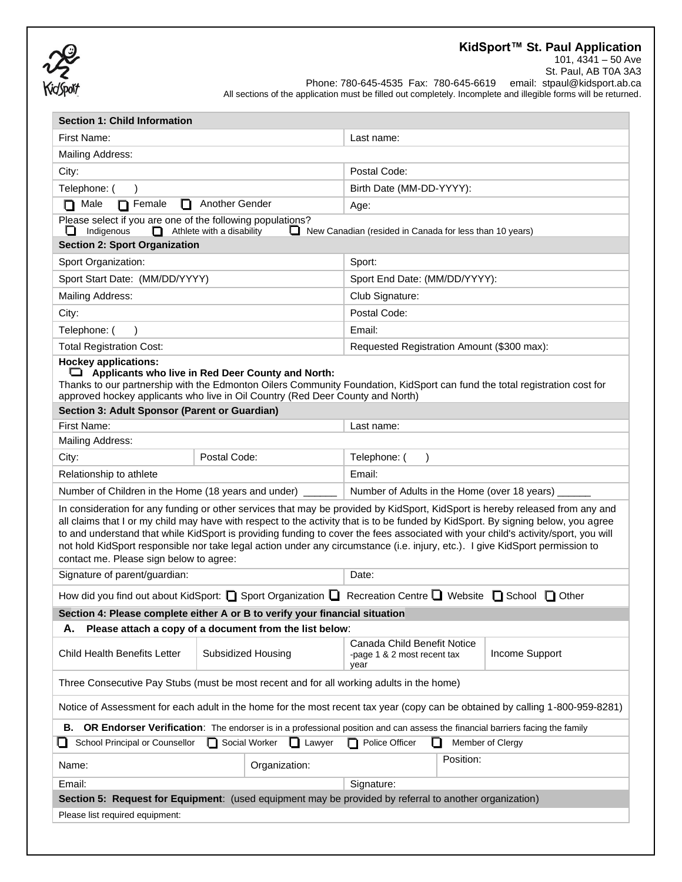**KidSport™ St. Paul Application**
101, 4341 – 50 Ave
St. Paul, AB T0A 3A3
Phone: 780-645-4535 Fax: 780-645-6619 email: stpaul@kidsport.ab.ca
All sections of the application must be filled out completely. Incomplete and illegible forms will be returned.

| **Section 1: Child Information** | |
|---|---|
| First Name: | Last name: |
| Mailing Address: | |
| City: | Postal Code: |
| Telephone: ( ) | Birth Date (MM-DD-YYYY): |
| ☐ Male ☐ Female ☐ Another Gender | Age: |
| Please select if you are one of the following populations? ☐ Indigenous ☐ Athlete with a disability ☐ New Canadian (resided in Canada for less than 10 years) | |

| **Section 2: Sport Organization** | |
|---|---|
| Sport Organization: | Sport: |
| Sport Start Date: (MM/DD/YYYY) | Sport End Date: (MM/DD/YYYY): |
| Mailing Address: | Club Signature: |
| City: | Postal Code: |
| Telephone: ( ) | Email: |
| Total Registration Cost: | Requested Registration Amount ($300 max): |

**Hockey applications:**
☐ **Applicants who live in Red Deer County and North:**
Thanks to our partnership with the Edmonton Oilers Community Foundation, KidSport can fund the total registration cost for approved hockey applicants who live in Oil Country (Red Deer County and North)

| **Section 3: Adult Sponsor (Parent or Guardian)** | | |
|---|---|---|
| First Name: | | Last name: |
| Mailing Address: | | |
| City: | Postal Code: | Telephone: ( ) |
| Relationship to athlete | | Email: |
| Number of Children in the Home (18 years and under) ______ | | Number of Adults in the Home (over 18 years) ______ |

In consideration for any funding or other services that may be provided by KidSport, KidSport is hereby released from any and all claims that I or my child may have with respect to the activity that is to be funded by KidSport. By signing below, you agree to and understand that while KidSport is providing funding to cover the fees associated with your child's activity/sport, you will not hold KidSport responsible nor take legal action under any circumstance (i.e. injury, etc.). I give KidSport permission to contact me. Please sign below to agree:

| | |
|---|---|
| Signature of parent/guardian: | Date: |

How did you find out about KidSport: ☐ Sport Organization ☐ Recreation Centre ☐ Website ☐ School ☐ Other

**Section 4: Please complete either A or B to verify your financial situation**

**A. Please attach a copy of a document from the list below**:

| | | | |
|---|---|---|---|
| Child Health Benefits Letter | Subsidized Housing | Canada Child Benefit Notice -page 1 & 2 most recent tax year | Income Support |

Three Consecutive Pay Stubs (must be most recent and for all working adults in the home)

Notice of Assessment for each adult in the home for the most recent tax year (copy can be obtained by calling 1-800-959-8281)

**B. OR Endorser Verification**: The endorser is in a professional position and can assess the financial barriers facing the family

☐ School Principal or Counsellor ☐ Social Worker ☐ Lawyer ☐ Police Officer ☐ Member of Clergy

| | | |
|---|---|---|
| Name: | Organization: | Position: |
| Email: | Signature: | |

**Section 5: Request for Equipment**: (used equipment may be provided by referral to another organization)

Please list required equipment: